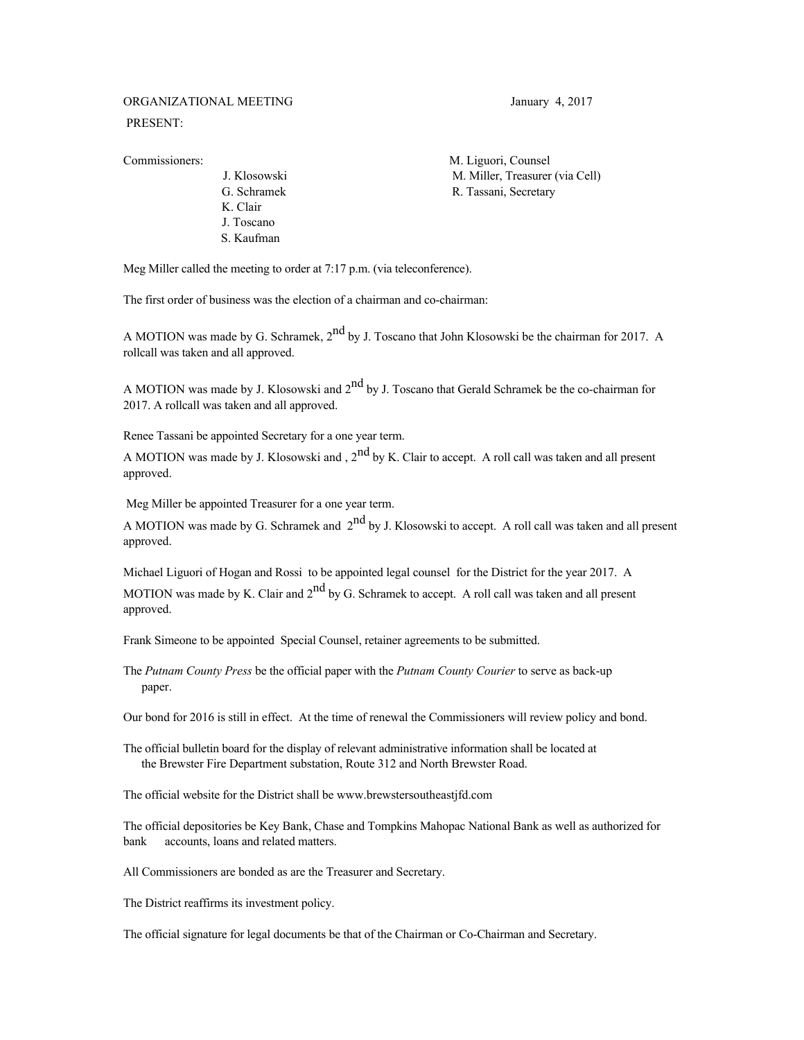ORGANIZATIONAL MEETING January 4, 2017

PRESENT:

Commissioners:
- J. Klosowski
- G. Schramek
- K. Clair
- J. Toscano
- S. Kaufman

M. Liguori, Counsel
M. Miller, Treasurer (via Cell)
R. Tassani, Secretary

Meg Miller called the meeting to order at 7:17 p.m. (via teleconference).

The first order of business was the election of a chairman and co-chairman:

A MOTION was made by G. Schramek, 2nd by J. Toscano that John Klosowski be the chairman for 2017. A rollcall was taken and all approved.

A MOTION was made by J. Klosowski and 2nd by J. Toscano that Gerald Schramek be the co-chairman for 2017. A rollcall was taken and all approved.

Renee Tassani be appointed Secretary for a one year term.

A MOTION was made by J. Klosowski and , 2nd by K. Clair to accept. A roll call was taken and all present approved.

Meg Miller be appointed Treasurer for a one year term.

A MOTION was made by G. Schramek and 2nd by J. Klosowski to accept. A roll call was taken and all present approved.

Michael Liguori of Hogan and Rossi to be appointed legal counsel for the District for the year 2017. A MOTION was made by K. Clair and 2nd by G. Schramek to accept. A roll call was taken and all present approved.

Frank Simeone to be appointed Special Counsel, retainer agreements to be submitted.

The *Putnam County Press* be the official paper with the *Putnam County Courier* to serve as back-up paper.

Our bond for 2016 is still in effect. At the time of renewal the Commissioners will review policy and bond.

The official bulletin board for the display of relevant administrative information shall be located at the Brewster Fire Department substation, Route 312 and North Brewster Road.

The official website for the District shall be www.brewstersoutheastjfd.com

The official depositories be Key Bank, Chase and Tompkins Mahopac National Bank as well as authorized for bank accounts, loans and related matters.

All Commissioners are bonded as are the Treasurer and Secretary.

The District reaffirms its investment policy.

The official signature for legal documents be that of the Chairman or Co-Chairman and Secretary.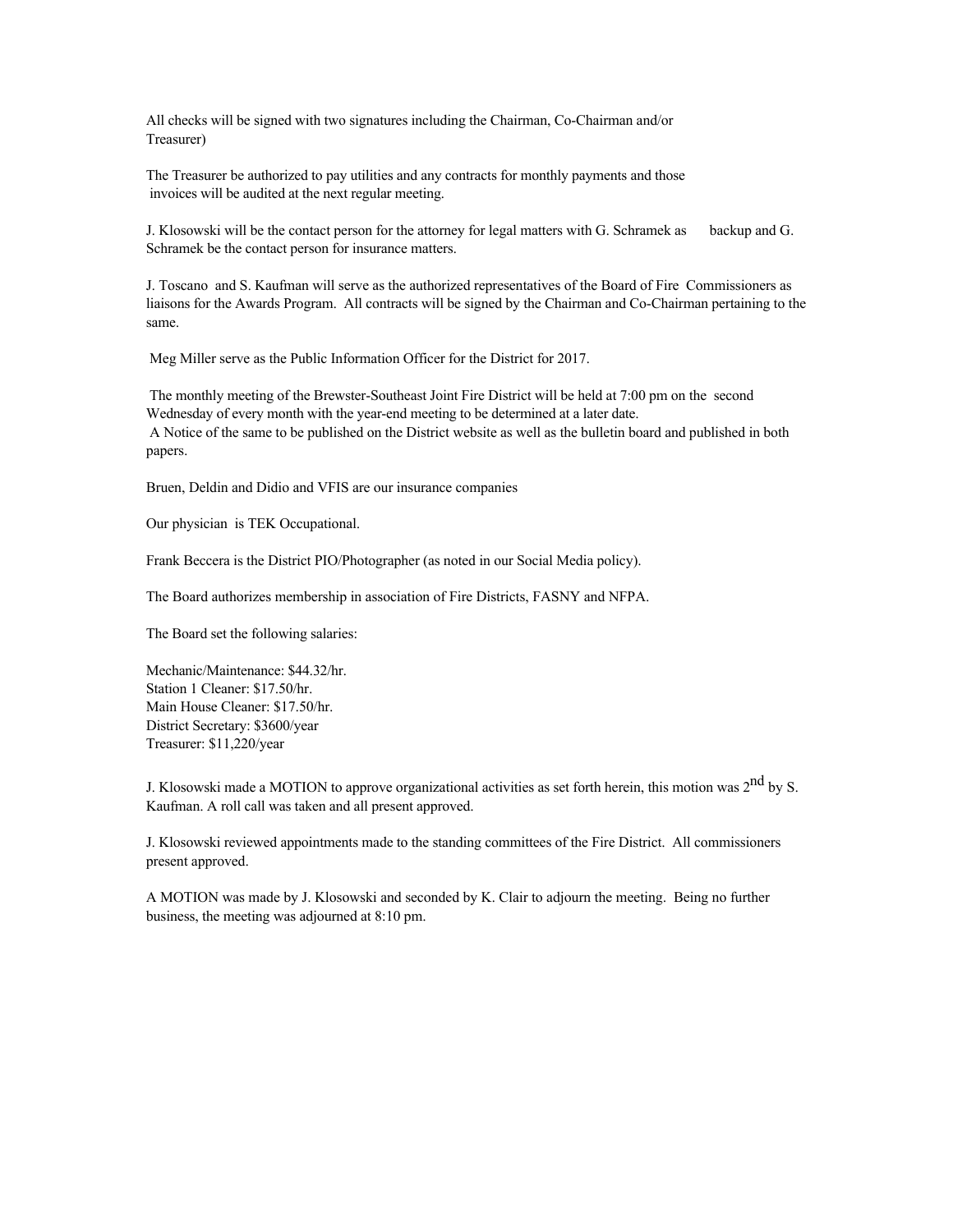All checks will be signed with two signatures including the Chairman, Co-Chairman and/or Treasurer)

The Treasurer be authorized to pay utilities and any contracts for monthly payments and those invoices will be audited at the next regular meeting.

J. Klosowski will be the contact person for the attorney for legal matters with G. Schramek as backup and G. Schramek be the contact person for insurance matters.

J. Toscano and S. Kaufman will serve as the authorized representatives of the Board of Fire Commissioners as liaisons for the Awards Program. All contracts will be signed by the Chairman and Co-Chairman pertaining to the same.

Meg Miller serve as the Public Information Officer for the District for 2017.

The monthly meeting of the Brewster-Southeast Joint Fire District will be held at 7:00 pm on the second Wednesday of every month with the year-end meeting to be determined at a later date.
A Notice of the same to be published on the District website as well as the bulletin board and published in both papers.

Bruen, Deldin and Didio and VFIS are our insurance companies

Our physician is TEK Occupational.

Frank Beccera is the District PIO/Photographer (as noted in our Social Media policy).

The Board authorizes membership in association of Fire Districts, FASNY and NFPA.

The Board set the following salaries:

Mechanic/Maintenance: $44.32/hr.
Station 1 Cleaner: $17.50/hr.
Main House Cleaner: $17.50/hr.
District Secretary: $3600/year
Treasurer: $11,220/year

J. Klosowski made a MOTION to approve organizational activities as set forth herein, this motion was 2nd by S. Kaufman. A roll call was taken and all present approved.

J. Klosowski reviewed appointments made to the standing committees of the Fire District. All commissioners present approved.

A MOTION was made by J. Klosowski and seconded by K. Clair to adjourn the meeting. Being no further business, the meeting was adjourned at 8:10 pm.